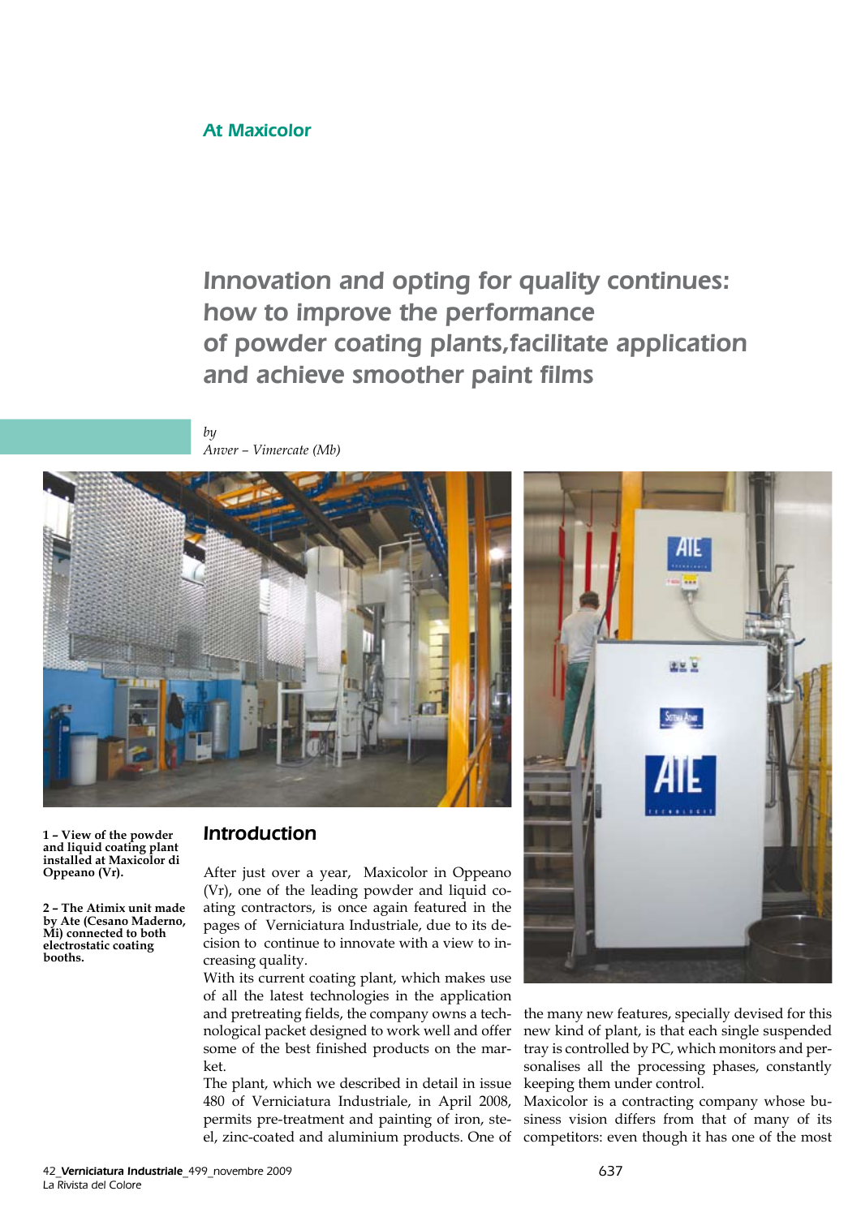At Maxicolor

# Innovation and opting for quality continues: how to improve the performance of powder coating plants,facilitate application and achieve smoother paint films

*by*
*Anver – Vimercate (Mb)*

**1 – View of the powder and liquid coating plant installed at Maxicolor di Oppeano (Vr).**

**2 – The Atimix unit made by Ate (Cesano Maderno, Mi) connected to both electrostatic coating booths.**

## Introduction

After just over a year, Maxicolor in Oppeano (Vr), one of the leading powder and liquid coating contractors, is once again featured in the pages of Verniciatura Industriale, due to its decision to continue to innovate with a view to increasing quality.

With its current coating plant, which makes use of all the latest technologies in the application and pretreating fields, the company owns a technological packet designed to work well and offer some of the best finished products on the market.

The plant, which we described in detail in issue 480 of Verniciatura Industriale, in April 2008, permits pre-treatment and painting of iron, steel, zinc-coated and aluminium products. One of the many new features, specially devised for this new kind of plant, is that each single suspended tray is controlled by PC, which monitors and personalises all the processing phases, constantly keeping them under control.

Maxicolor is a contracting company whose business vision differs from that of many of its competitors: even though it has one of the most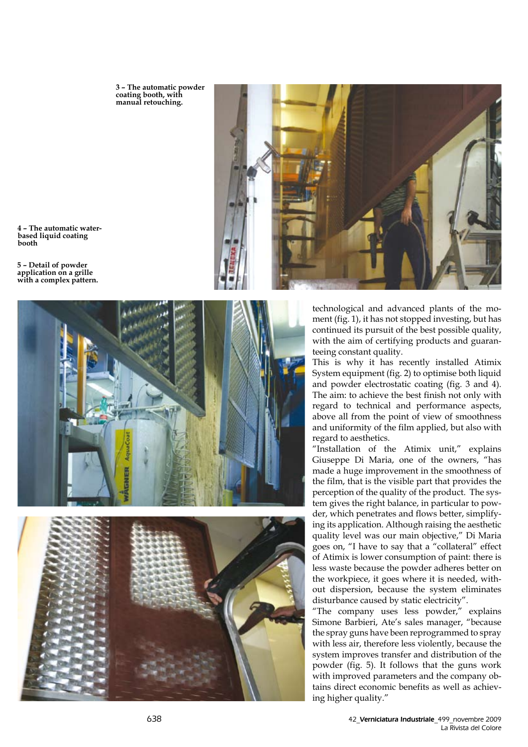**3 – The automatic powder coating booth, with manual retouching.**

**4 – The automatic water-based liquid coating booth**

**5 – Detail of powder application on a grille with a complex pattern.**

technological and advanced plants of the moment (fig. 1), it has not stopped investing, but has continued its pursuit of the best possible quality, with the aim of certifying products and guaranteeing constant quality.

This is why it has recently installed Atimix System equipment (fig. 2) to optimise both liquid and powder electrostatic coating (fig. 3 and 4). The aim: to achieve the best finish not only with regard to technical and performance aspects, above all from the point of view of smoothness and uniformity of the film applied, but also with regard to aesthetics.

"Installation of the Atimix unit," explains Giuseppe Di Maria, one of the owners, "has made a huge improvement in the smoothness of the film, that is the visible part that provides the perception of the quality of the product. The system gives the right balance, in particular to powder, which penetrates and flows better, simplifying its application. Although raising the aesthetic quality level was our main objective," Di Maria goes on, "I have to say that a "collateral" effect of Atimix is lower consumption of paint: there is less waste because the powder adheres better on the workpiece, it goes where it is needed, without dispersion, because the system eliminates disturbance caused by static electricity".

"The company uses less powder," explains Simone Barbieri, Ate's sales manager, "because the spray guns have been reprogrammed to spray with less air, therefore less violently, because the system improves transfer and distribution of the powder (fig. 5). It follows that the guns work with improved parameters and the company obtains direct economic benefits as well as achieving higher quality."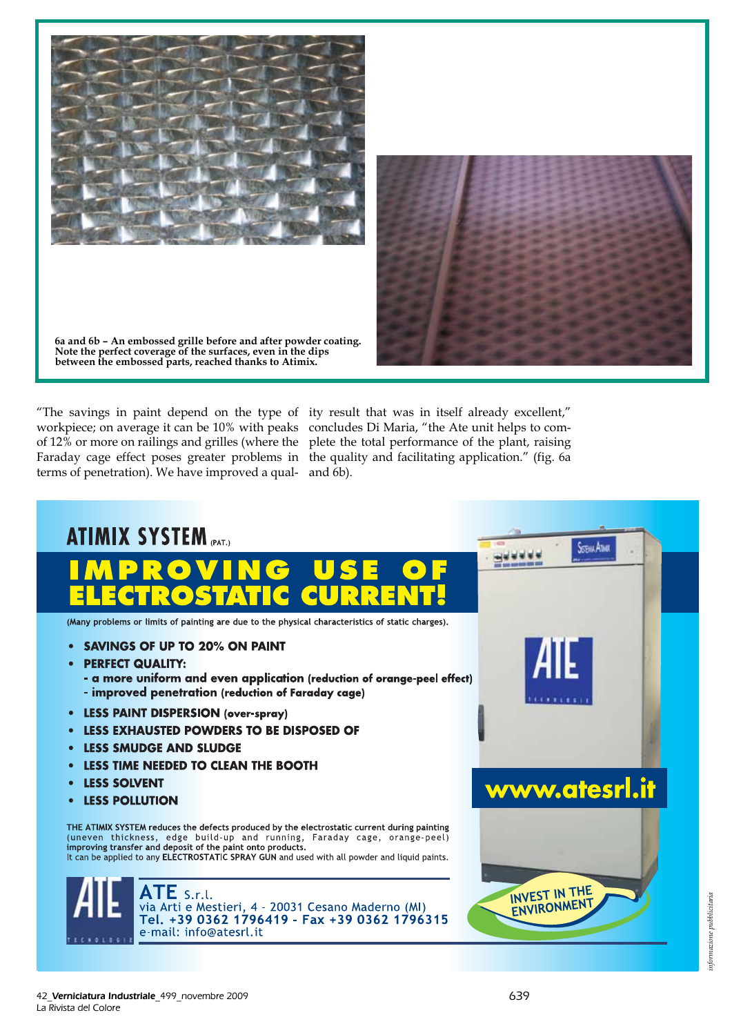6a and 6b – An embossed grille before and after powder coating. Note the perfect coverage of the surfaces, even in the dips between the embossed parts, reached thanks to Atimix.

"The savings in paint depend on the type of workpiece; on average it can be 10% with peaks of 12% or more on railings and grilles (where the Faraday cage effect poses greater problems in terms of penetration). We have improved a quality result that was in itself already excellent," concludes Di Maria, "the Ate unit helps to complete the total performance of the plant, raising the quality and facilitating application." (fig. 6a and 6b).

## ATIMIX SYSTEM (PAT.)

# IMPROVING USE OF ELECTROSTATIC CURRENT!

**(Many problems or limits of painting are due to the physical characteristics of static charges).**

- **SAVINGS OF UP TO 20% ON PAINT**
- **PERFECT QUALITY:**
  - **a more uniform and even application** (reduction of orange-peel effect)
  - **improved penetration** (reduction of Faraday cage)
- **LESS PAINT DISPERSION** (over-spray)
- **LESS EXHAUSTED POWDERS TO BE DISPOSED OF**
- **LESS SMUDGE AND SLUDGE**
- **LESS TIME NEEDED TO CLEAN THE BOOTH**
- **LESS SOLVENT**
- **LESS POLLUTION**

**THE ATIMIX SYSTEM reduces the defects produced by the electrostatic current during painting** (uneven thickness, edge build-up and running, Faraday cage, orange-peel) **improving transfer and deposit of the paint onto products.**
It can be applied to any **ELECTROSTATIC SPRAY GUN** and used with all powder and liquid paints.

**www.atesrl.it**

**ATE S.r.l.**
via Arti e Mestieri, 4 - 20031 Cesano Maderno (MI)
**Tel. +39 0362 1796419 - Fax +39 0362 1796315**
e-mail: info@atesrl.it

INVEST IN THE ENVIRONMENT

*informazione pubblicitaria*